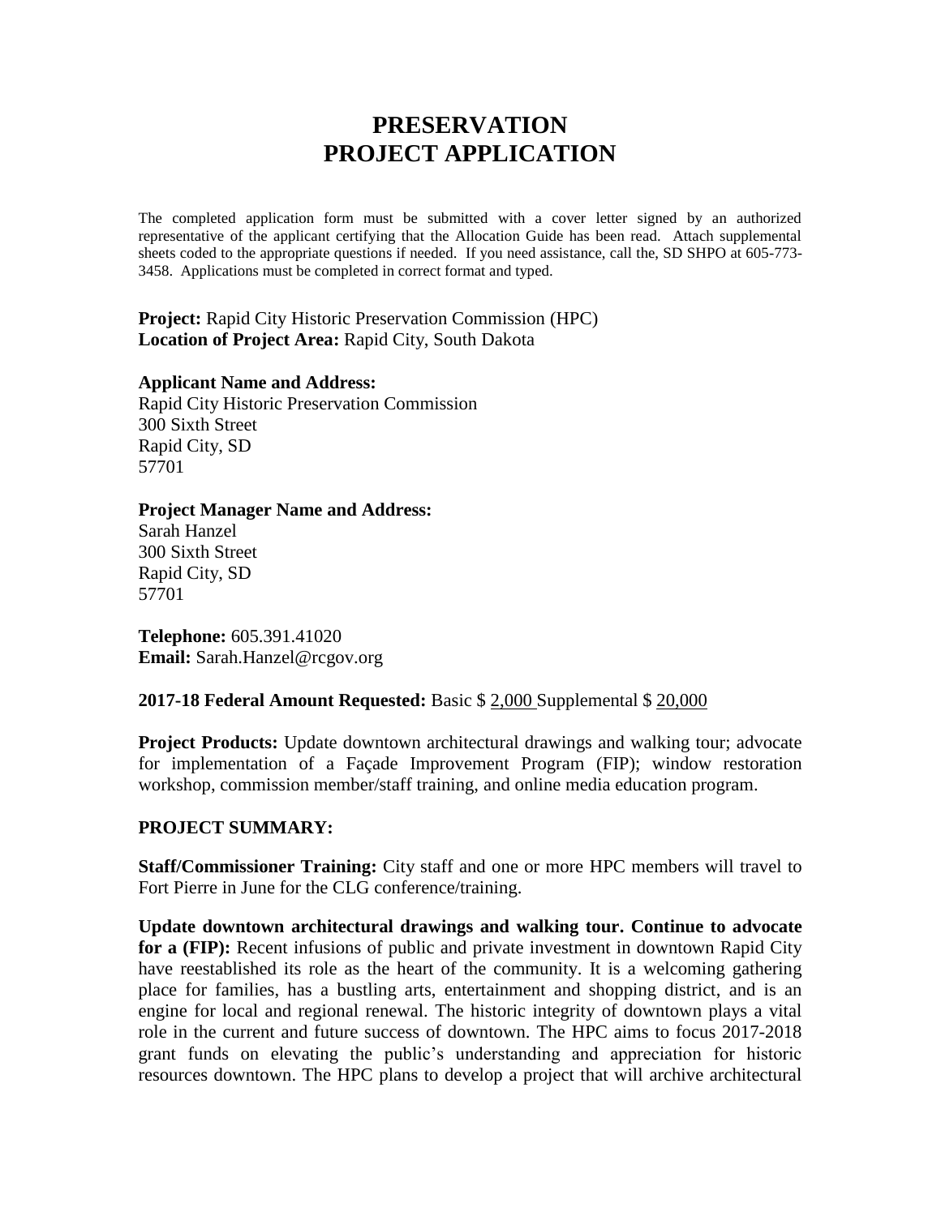# PRESERVATION
# PROJECT APPLICATION

The completed application form must be submitted with a cover letter signed by an authorized representative of the applicant certifying that the Allocation Guide has been read. Attach supplemental sheets coded to the appropriate questions if needed. If you need assistance, call the, SD SHPO at 605-773-3458. Applications must be completed in correct format and typed.

**Project:** Rapid City Historic Preservation Commission (HPC)
**Location of Project Area:** Rapid City, South Dakota

**Applicant Name and Address:**
Rapid City Historic Preservation Commission
300 Sixth Street
Rapid City, SD
57701

**Project Manager Name and Address:**
Sarah Hanzel
300 Sixth Street
Rapid City, SD
57701

**Telephone:** 605.391.41020
**Email:** Sarah.Hanzel@rcgov.org

**2017-18 Federal Amount Requested:** Basic $ 2,000 Supplemental $ 20,000

**Project Products:** Update downtown architectural drawings and walking tour; advocate for implementation of a Façade Improvement Program (FIP); window restoration workshop, commission member/staff training, and online media education program.

**PROJECT SUMMARY:**

**Staff/Commissioner Training:** City staff and one or more HPC members will travel to Fort Pierre in June for the CLG conference/training.

**Update downtown architectural drawings and walking tour. Continue to advocate for a (FIP):** Recent infusions of public and private investment in downtown Rapid City have reestablished its role as the heart of the community. It is a welcoming gathering place for families, has a bustling arts, entertainment and shopping district, and is an engine for local and regional renewal. The historic integrity of downtown plays a vital role in the current and future success of downtown. The HPC aims to focus 2017-2018 grant funds on elevating the public's understanding and appreciation for historic resources downtown. The HPC plans to develop a project that will archive architectural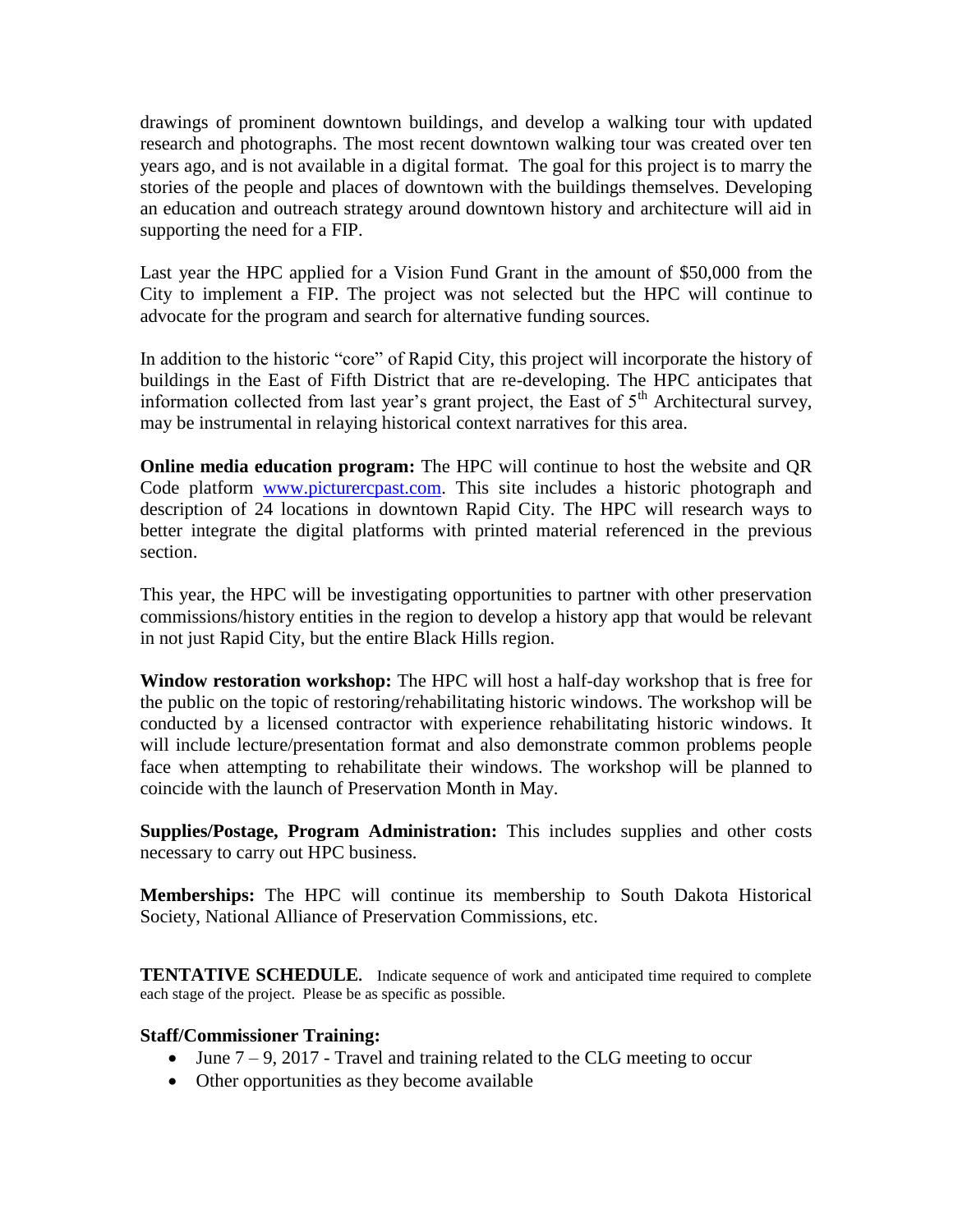drawings of prominent downtown buildings, and develop a walking tour with updated research and photographs. The most recent downtown walking tour was created over ten years ago, and is not available in a digital format. The goal for this project is to marry the stories of the people and places of downtown with the buildings themselves. Developing an education and outreach strategy around downtown history and architecture will aid in supporting the need for a FIP.

Last year the HPC applied for a Vision Fund Grant in the amount of $50,000 from the City to implement a FIP. The project was not selected but the HPC will continue to advocate for the program and search for alternative funding sources.

In addition to the historic "core" of Rapid City, this project will incorporate the history of buildings in the East of Fifth District that are re-developing. The HPC anticipates that information collected from last year's grant project, the East of 5th Architectural survey, may be instrumental in relaying historical context narratives for this area.

**Online media education program:** The HPC will continue to host the website and QR Code platform [www.picturercpast.com](http://www.picturercpast.com). This site includes a historic photograph and description of 24 locations in downtown Rapid City. The HPC will research ways to better integrate the digital platforms with printed material referenced in the previous section.

This year, the HPC will be investigating opportunities to partner with other preservation commissions/history entities in the region to develop a history app that would be relevant in not just Rapid City, but the entire Black Hills region.

**Window restoration workshop:** The HPC will host a half-day workshop that is free for the public on the topic of restoring/rehabilitating historic windows. The workshop will be conducted by a licensed contractor with experience rehabilitating historic windows. It will include lecture/presentation format and also demonstrate common problems people face when attempting to rehabilitate their windows. The workshop will be planned to coincide with the launch of Preservation Month in May.

**Supplies/Postage, Program Administration:** This includes supplies and other costs necessary to carry out HPC business.

**Memberships:** The HPC will continue its membership to South Dakota Historical Society, National Alliance of Preservation Commissions, etc.

**TENTATIVE SCHEDULE.** Indicate sequence of work and anticipated time required to complete each stage of the project. Please be as specific as possible.

**Staff/Commissioner Training:**

- June 7 – 9, 2017 - Travel and training related to the CLG meeting to occur
- Other opportunities as they become available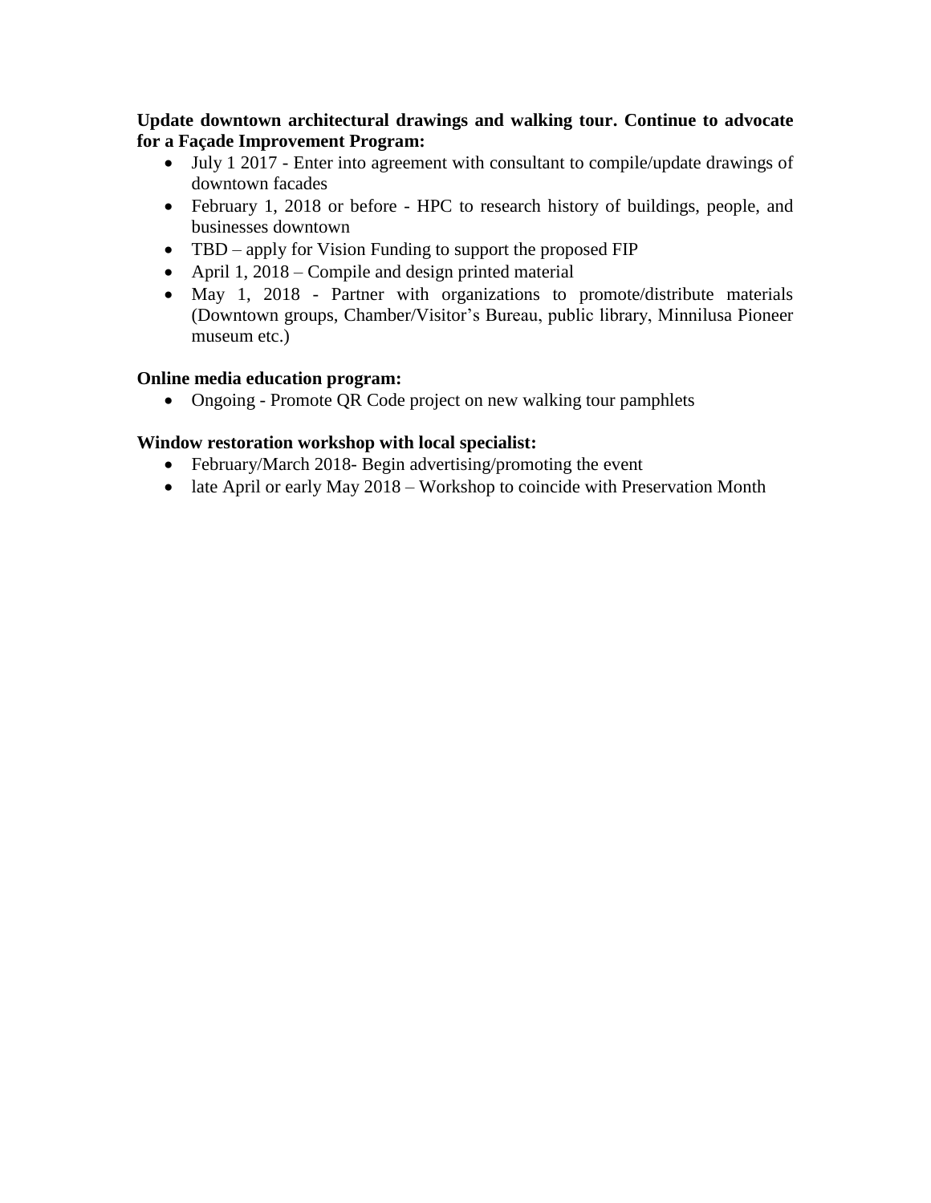**Update downtown architectural drawings and walking tour. Continue to advocate for a Façade Improvement Program:**

- July 1 2017 - Enter into agreement with consultant to compile/update drawings of downtown facades
- February 1, 2018 or before - HPC to research history of buildings, people, and businesses downtown
- TBD – apply for Vision Funding to support the proposed FIP
- April 1, 2018 – Compile and design printed material
- May 1, 2018 - Partner with organizations to promote/distribute materials (Downtown groups, Chamber/Visitor's Bureau, public library, Minnilusa Pioneer museum etc.)

**Online media education program:**

- Ongoing - Promote QR Code project on new walking tour pamphlets

**Window restoration workshop with local specialist:**

- February/March 2018- Begin advertising/promoting the event
- late April or early May 2018 – Workshop to coincide with Preservation Month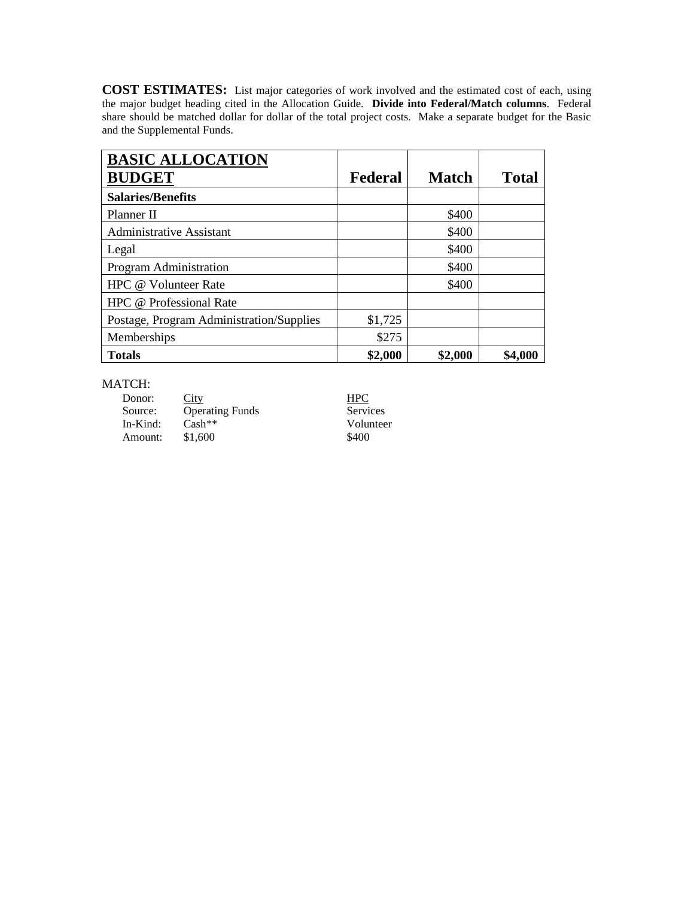**COST ESTIMATES:** List major categories of work involved and the estimated cost of each, using the major budget heading cited in the Allocation Guide. **Divide into Federal/Match columns**. Federal share should be matched dollar for dollar of the total project costs. Make a separate budget for the Basic and the Supplemental Funds.

| **BASIC ALLOCATION BUDGET** | **Federal** | **Match** | **Total** |
|---|---|---|---|
| **Salaries/Benefits** | | | |
| Planner II | | $400 | |
| Administrative Assistant | | $400 | |
| Legal | | $400 | |
| Program Administration | | $400 | |
| HPC @ Volunteer Rate | | $400 | |
| HPC @ Professional Rate | | | |
| Postage, Program Administration/Supplies | $1,725 | | |
| Memberships | $275 | | |
| **Totals** | **$2,000** | **$2,000** | **$4,000** |

MATCH:

| | | |
|---|---|---|
| Donor: | City | HPC |
| Source: | Operating Funds | Services |
| In-Kind: | Cash** | Volunteer |
| Amount: | $1,600 | $400 |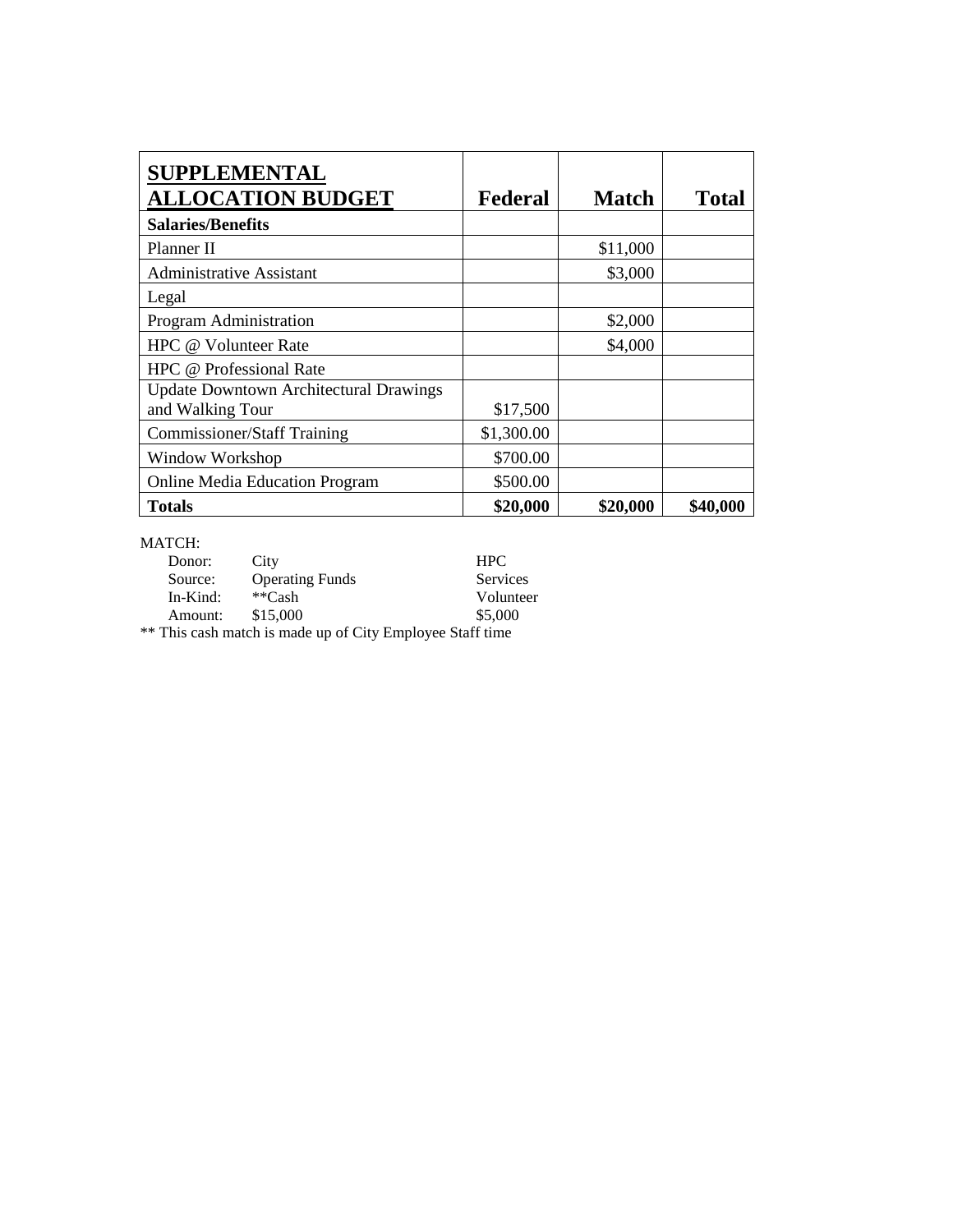| **SUPPLEMENTAL ALLOCATION BUDGET** | **Federal** | **Match** | **Total** |
|---|---|---|---|
| **Salaries/Benefits** | | | |
| Planner II | | $11,000 | |
| Administrative Assistant | | $3,000 | |
| Legal | | | |
| Program Administration | | $2,000 | |
| HPC @ Volunteer Rate | | $4,000 | |
| HPC @ Professional Rate | | | |
| Update Downtown Architectural Drawings and Walking Tour | $17,500 | | |
| Commissioner/Staff Training | $1,300.00 | | |
| Window Workshop | $700.00 | | |
| Online Media Education Program | $500.00 | | |
| **Totals** | **$20,000** | **$20,000** | **$40,000** |

MATCH:

| | | |
|---|---|---|
| Donor: | City | HPC |
| Source: | Operating Funds | Services |
| In-Kind: | **Cash | Volunteer |
| Amount: | $15,000 | $5,000 |

** This cash match is made up of City Employee Staff time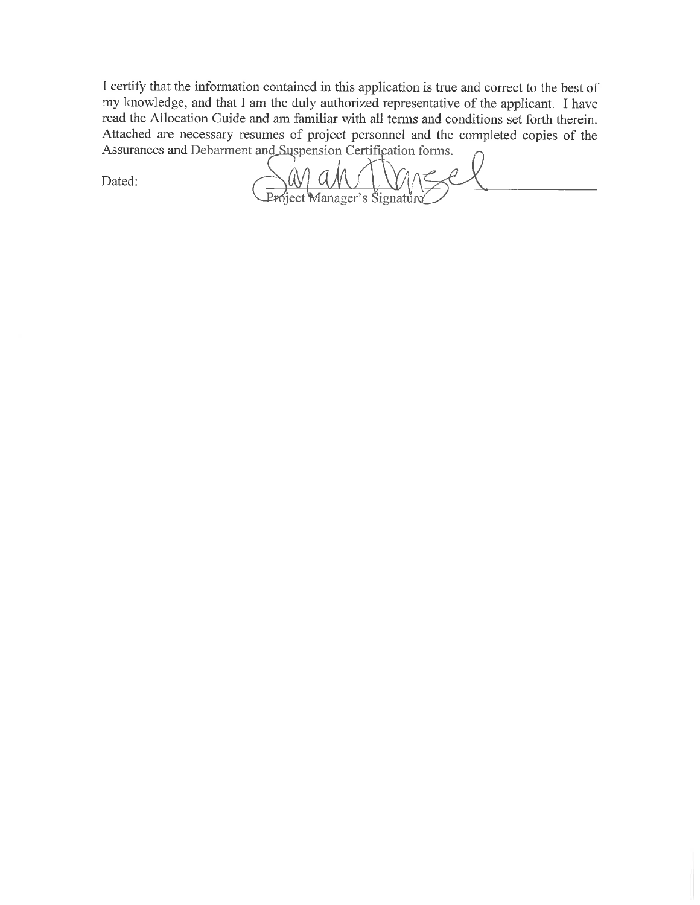I certify that the information contained in this application is true and correct to the best of my knowledge, and that I am the duly authorized representative of the applicant. I have read the Allocation Guide and am familiar with all terms and conditions set forth therein. Attached are necessary resumes of project personnel and the completed copies of the Assurances and Debarment and Suspension Certification forms.

Dated: \_\_\_\_\_\_\_\_\_\_\_\_\_\_\_\_\_\_\_\_\_\_\_\_\_\_\_\_\_\_

Project Manager's Signature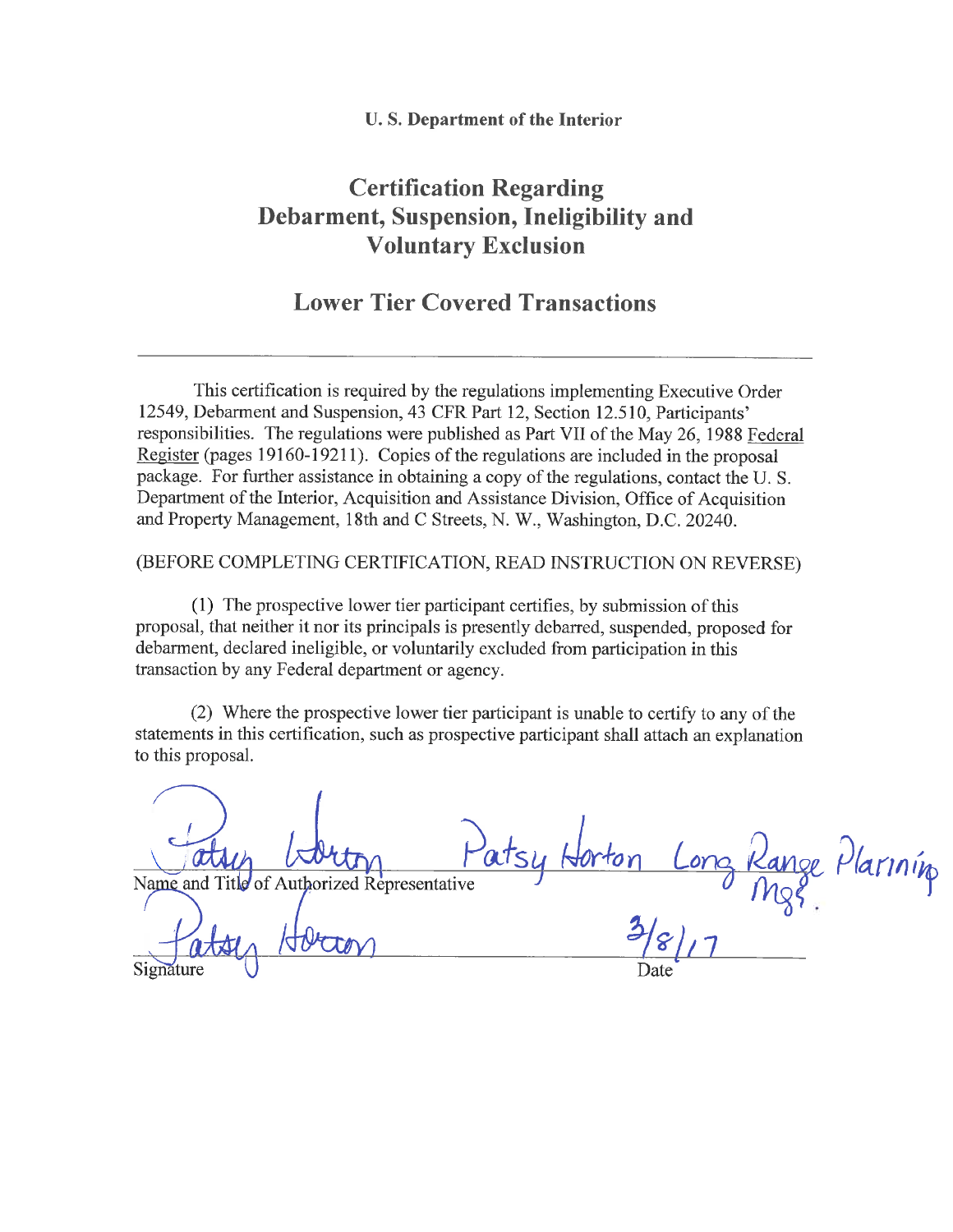U. S. Department of the Interior

# Certification Regarding Debarment, Suspension, Ineligibility and Voluntary Exclusion

## Lower Tier Covered Transactions

---

This certification is required by the regulations implementing Executive Order 12549, Debarment and Suspension, 43 CFR Part 12, Section 12.510, Participants' responsibilities. The regulations were published as Part VII of the May 26, 1988 Federal Register (pages 19160-19211). Copies of the regulations are included in the proposal package. For further assistance in obtaining a copy of the regulations, contact the U. S. Department of the Interior, Acquisition and Assistance Division, Office of Acquisition and Property Management, 18th and C Streets, N. W., Washington, D.C. 20240.

(BEFORE COMPLETING CERTIFICATION, READ INSTRUCTION ON REVERSE)

(1) The prospective lower tier participant certifies, by submission of this proposal, that neither it nor its principals is presently debarred, suspended, proposed for debarment, declared ineligible, or voluntarily excluded from participation in this transaction by any Federal department or agency.

(2) Where the prospective lower tier participant is unable to certify to any of the statements in this certification, such as prospective participant shall attach an explanation to this proposal.

Patsy Horton Patsy Horton Long Range Planning Mgr.

Name and Title of Authorized Representative

Patsy Horton 3/8/17

Signature Date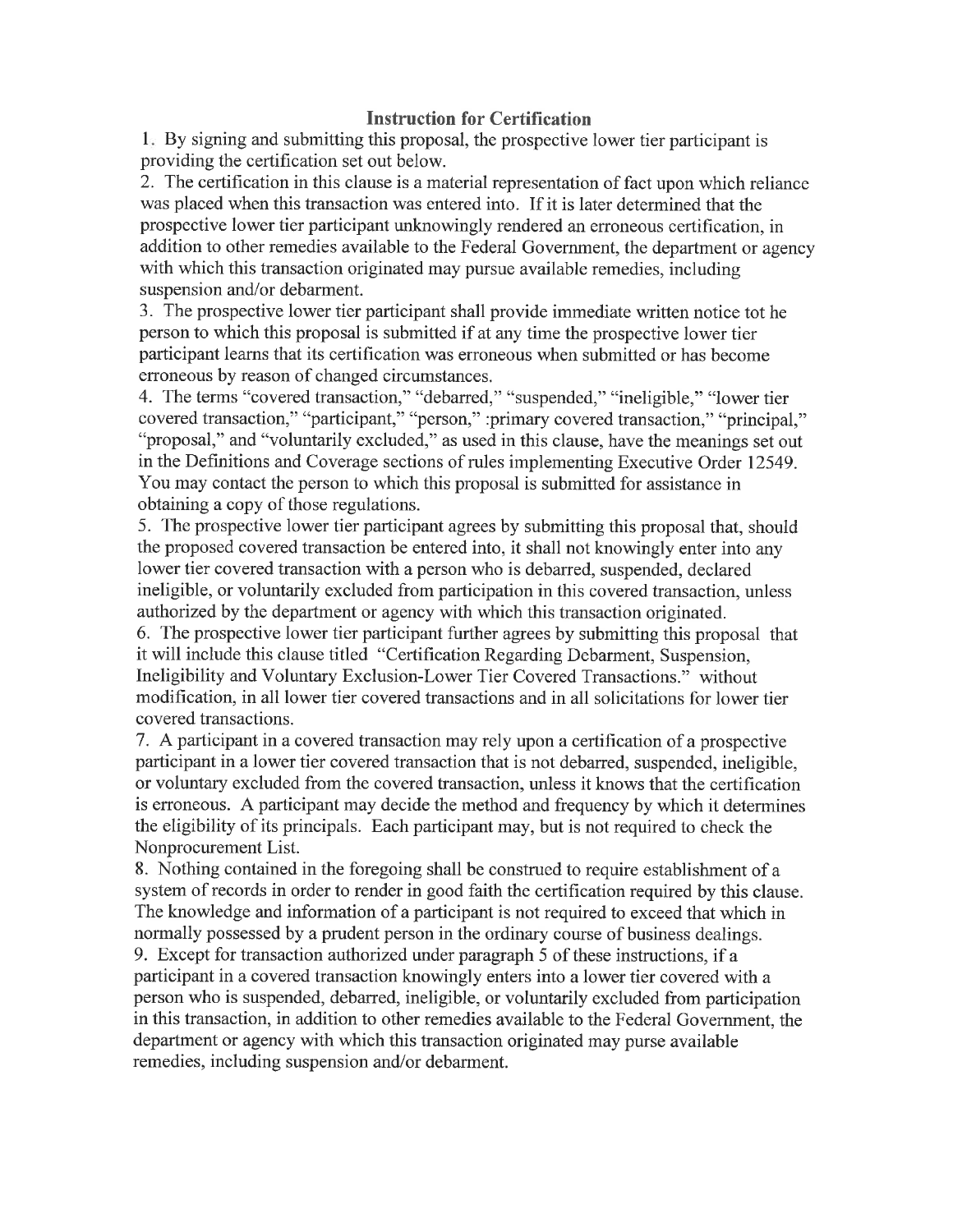## Instruction for Certification

1. By signing and submitting this proposal, the prospective lower tier participant is providing the certification set out below.
2. The certification in this clause is a material representation of fact upon which reliance was placed when this transaction was entered into. If it is later determined that the prospective lower tier participant unknowingly rendered an erroneous certification, in addition to other remedies available to the Federal Government, the department or agency with which this transaction originated may pursue available remedies, including suspension and/or debarment.
3. The prospective lower tier participant shall provide immediate written notice tot he person to which this proposal is submitted if at any time the prospective lower tier participant learns that its certification was erroneous when submitted or has become erroneous by reason of changed circumstances.
4. The terms "covered transaction," "debarred," "suspended," "ineligible," "lower tier covered transaction," "participant," "person," :primary covered transaction," "principal," "proposal," and "voluntarily excluded," as used in this clause, have the meanings set out in the Definitions and Coverage sections of rules implementing Executive Order 12549. You may contact the person to which this proposal is submitted for assistance in obtaining a copy of those regulations.
5. The prospective lower tier participant agrees by submitting this proposal that, should the proposed covered transaction be entered into, it shall not knowingly enter into any lower tier covered transaction with a person who is debarred, suspended, declared ineligible, or voluntarily excluded from participation in this covered transaction, unless authorized by the department or agency with which this transaction originated.
6. The prospective lower tier participant further agrees by submitting this proposal that it will include this clause titled "Certification Regarding Debarment, Suspension, Ineligibility and Voluntary Exclusion-Lower Tier Covered Transactions." without modification, in all lower tier covered transactions and in all solicitations for lower tier covered transactions.
7. A participant in a covered transaction may rely upon a certification of a prospective participant in a lower tier covered transaction that is not debarred, suspended, ineligible, or voluntary excluded from the covered transaction, unless it knows that the certification is erroneous. A participant may decide the method and frequency by which it determines the eligibility of its principals. Each participant may, but is not required to check the Nonprocurement List.
8. Nothing contained in the foregoing shall be construed to require establishment of a system of records in order to render in good faith the certification required by this clause. The knowledge and information of a participant is not required to exceed that which in normally possessed by a prudent person in the ordinary course of business dealings.
9. Except for transaction authorized under paragraph 5 of these instructions, if a participant in a covered transaction knowingly enters into a lower tier covered with a person who is suspended, debarred, ineligible, or voluntarily excluded from participation in this transaction, in addition to other remedies available to the Federal Government, the department or agency with which this transaction originated may purse available remedies, including suspension and/or debarment.